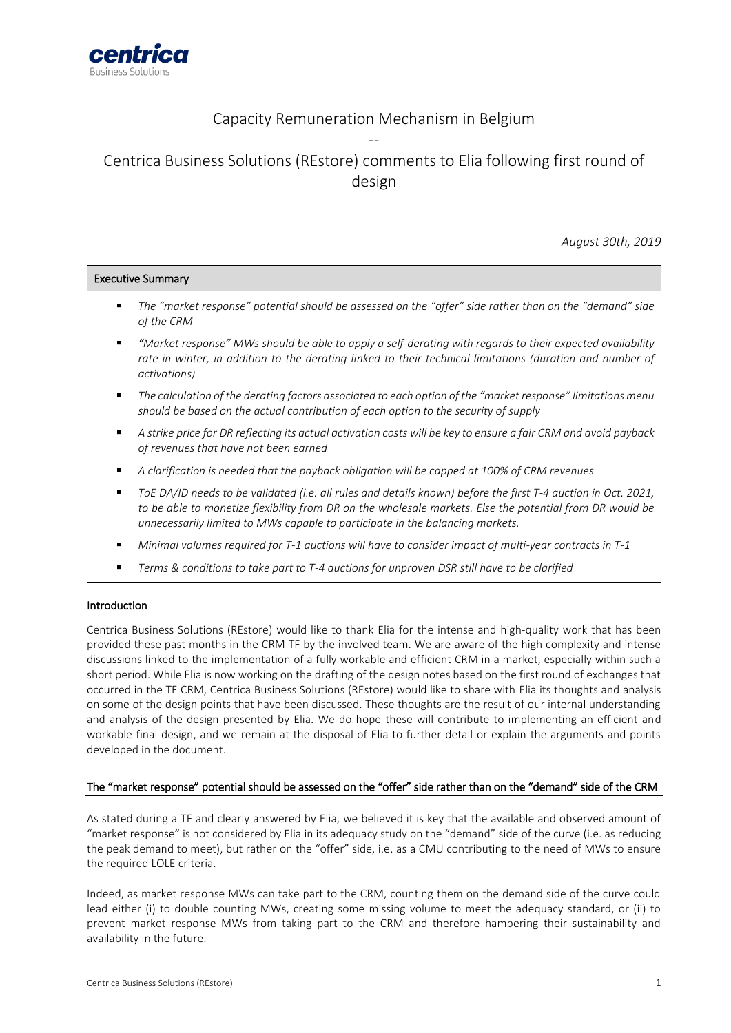centrica
Business Solutions

# Capacity Remuneration Mechanism in Belgium

--

# Centrica Business Solutions (REstore) comments to Elia following first round of design

*August 30th, 2019*

## Executive Summary

- *The "market response" potential should be assessed on the "offer" side rather than on the "demand" side of the CRM*
- *"Market response" MWs should be able to apply a self-derating with regards to their expected availability rate in winter, in addition to the derating linked to their technical limitations (duration and number of activations)*
- *The calculation of the derating factors associated to each option of the "market response" limitations menu should be based on the actual contribution of each option to the security of supply*
- *A strike price for DR reflecting its actual activation costs will be key to ensure a fair CRM and avoid payback of revenues that have not been earned*
- *A clarification is needed that the payback obligation will be capped at 100% of CRM revenues*
- *ToE DA/ID needs to be validated (i.e. all rules and details known) before the first T-4 auction in Oct. 2021, to be able to monetize flexibility from DR on the wholesale markets. Else the potential from DR would be unnecessarily limited to MWs capable to participate in the balancing markets.*
- *Minimal volumes required for T-1 auctions will have to consider impact of multi-year contracts in T-1*
- *Terms & conditions to take part to T-4 auctions for unproven DSR still have to be clarified*

## Introduction

Centrica Business Solutions (REstore) would like to thank Elia for the intense and high-quality work that has been provided these past months in the CRM TF by the involved team. We are aware of the high complexity and intense discussions linked to the implementation of a fully workable and efficient CRM in a market, especially within such a short period. While Elia is now working on the drafting of the design notes based on the first round of exchanges that occurred in the TF CRM, Centrica Business Solutions (REstore) would like to share with Elia its thoughts and analysis on some of the design points that have been discussed. These thoughts are the result of our internal understanding and analysis of the design presented by Elia. We do hope these will contribute to implementing an efficient and workable final design, and we remain at the disposal of Elia to further detail or explain the arguments and points developed in the document.

## The "market response" potential should be assessed on the "offer" side rather than on the "demand" side of the CRM

As stated during a TF and clearly answered by Elia, we believed it is key that the available and observed amount of "market response" is not considered by Elia in its adequacy study on the "demand" side of the curve (i.e. as reducing the peak demand to meet), but rather on the "offer" side, i.e. as a CMU contributing to the need of MWs to ensure the required LOLE criteria.

Indeed, as market response MWs can take part to the CRM, counting them on the demand side of the curve could lead either (i) to double counting MWs, creating some missing volume to meet the adequacy standard, or (ii) to prevent market response MWs from taking part to the CRM and therefore hampering their sustainability and availability in the future.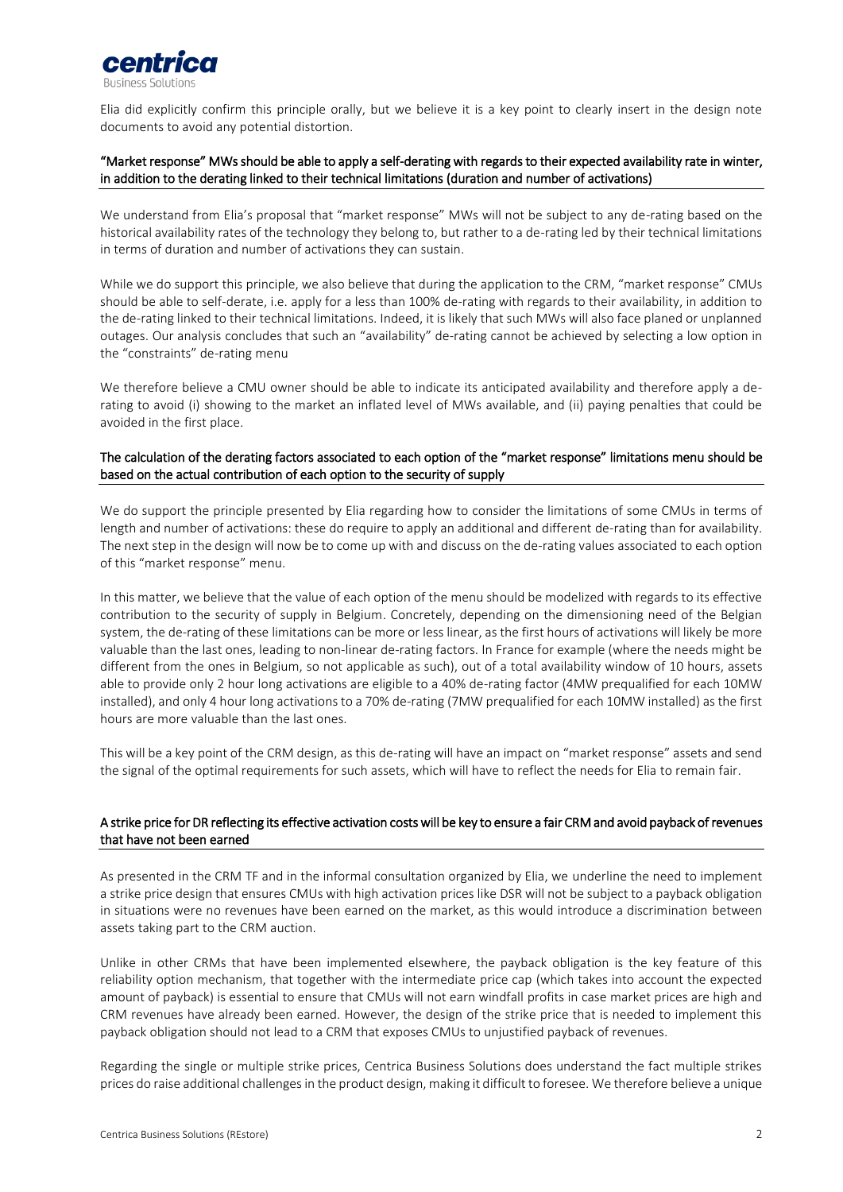Elia did explicitly confirm this principle orally, but we believe it is a key point to clearly insert in the design note documents to avoid any potential distortion.

### "Market response" MWs should be able to apply a self-derating with regards to their expected availability rate in winter, in addition to the derating linked to their technical limitations (duration and number of activations)

We understand from Elia's proposal that "market response" MWs will not be subject to any de-rating based on the historical availability rates of the technology they belong to, but rather to a de-rating led by their technical limitations in terms of duration and number of activations they can sustain.

While we do support this principle, we also believe that during the application to the CRM, "market response" CMUs should be able to self-derate, i.e. apply for a less than 100% de-rating with regards to their availability, in addition to the de-rating linked to their technical limitations. Indeed, it is likely that such MWs will also face planed or unplanned outages. Our analysis concludes that such an "availability" de-rating cannot be achieved by selecting a low option in the "constraints" de-rating menu

We therefore believe a CMU owner should be able to indicate its anticipated availability and therefore apply a de-rating to avoid (i) showing to the market an inflated level of MWs available, and (ii) paying penalties that could be avoided in the first place.

### The calculation of the derating factors associated to each option of the "market response" limitations menu should be based on the actual contribution of each option to the security of supply

We do support the principle presented by Elia regarding how to consider the limitations of some CMUs in terms of length and number of activations: these do require to apply an additional and different de-rating than for availability. The next step in the design will now be to come up with and discuss on the de-rating values associated to each option of this "market response" menu.

In this matter, we believe that the value of each option of the menu should be modelized with regards to its effective contribution to the security of supply in Belgium. Concretely, depending on the dimensioning need of the Belgian system, the de-rating of these limitations can be more or less linear, as the first hours of activations will likely be more valuable than the last ones, leading to non-linear de-rating factors. In France for example (where the needs might be different from the ones in Belgium, so not applicable as such), out of a total availability window of 10 hours, assets able to provide only 2 hour long activations are eligible to a 40% de-rating factor (4MW prequalified for each 10MW installed), and only 4 hour long activations to a 70% de-rating (7MW prequalified for each 10MW installed) as the first hours are more valuable than the last ones.

This will be a key point of the CRM design, as this de-rating will have an impact on "market response" assets and send the signal of the optimal requirements for such assets, which will have to reflect the needs for Elia to remain fair.

### A strike price for DR reflecting its effective activation costs will be key to ensure a fair CRM and avoid payback of revenues that have not been earned

As presented in the CRM TF and in the informal consultation organized by Elia, we underline the need to implement a strike price design that ensures CMUs with high activation prices like DSR will not be subject to a payback obligation in situations were no revenues have been earned on the market, as this would introduce a discrimination between assets taking part to the CRM auction.

Unlike in other CRMs that have been implemented elsewhere, the payback obligation is the key feature of this reliability option mechanism, that together with the intermediate price cap (which takes into account the expected amount of payback) is essential to ensure that CMUs will not earn windfall profits in case market prices are high and CRM revenues have already been earned. However, the design of the strike price that is needed to implement this payback obligation should not lead to a CRM that exposes CMUs to unjustified payback of revenues.

Regarding the single or multiple strike prices, Centrica Business Solutions does understand the fact multiple strikes prices do raise additional challenges in the product design, making it difficult to foresee. We therefore believe a unique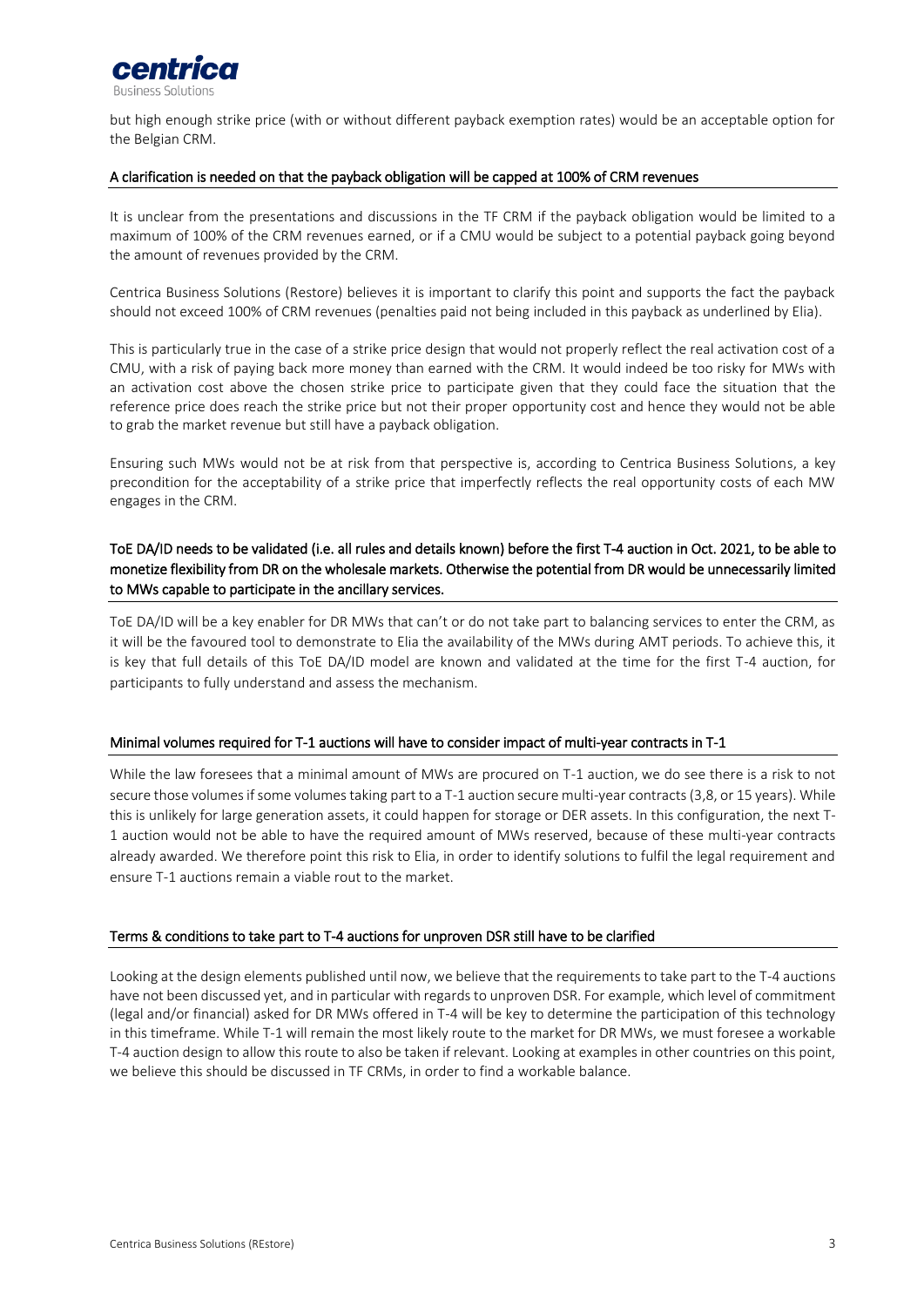but high enough strike price (with or without different payback exemption rates) would be an acceptable option for the Belgian CRM.

## A clarification is needed on that the payback obligation will be capped at 100% of CRM revenues

It is unclear from the presentations and discussions in the TF CRM if the payback obligation would be limited to a maximum of 100% of the CRM revenues earned, or if a CMU would be subject to a potential payback going beyond the amount of revenues provided by the CRM.

Centrica Business Solutions (Restore) believes it is important to clarify this point and supports the fact the payback should not exceed 100% of CRM revenues (penalties paid not being included in this payback as underlined by Elia).

This is particularly true in the case of a strike price design that would not properly reflect the real activation cost of a CMU, with a risk of paying back more money than earned with the CRM. It would indeed be too risky for MWs with an activation cost above the chosen strike price to participate given that they could face the situation that the reference price does reach the strike price but not their proper opportunity cost and hence they would not be able to grab the market revenue but still have a payback obligation.

Ensuring such MWs would not be at risk from that perspective is, according to Centrica Business Solutions, a key precondition for the acceptability of a strike price that imperfectly reflects the real opportunity costs of each MW engages in the CRM.

## ToE DA/ID needs to be validated (i.e. all rules and details known) before the first T-4 auction in Oct. 2021, to be able to monetize flexibility from DR on the wholesale markets. Otherwise the potential from DR would be unnecessarily limited to MWs capable to participate in the ancillary services.

ToE DA/ID will be a key enabler for DR MWs that can't or do not take part to balancing services to enter the CRM, as it will be the favoured tool to demonstrate to Elia the availability of the MWs during AMT periods. To achieve this, it is key that full details of this ToE DA/ID model are known and validated at the time for the first T-4 auction, for participants to fully understand and assess the mechanism.

## Minimal volumes required for T-1 auctions will have to consider impact of multi-year contracts in T-1

While the law foresees that a minimal amount of MWs are procured on T-1 auction, we do see there is a risk to not secure those volumes if some volumes taking part to a T-1 auction secure multi-year contracts (3,8, or 15 years). While this is unlikely for large generation assets, it could happen for storage or DER assets. In this configuration, the next T-1 auction would not be able to have the required amount of MWs reserved, because of these multi-year contracts already awarded. We therefore point this risk to Elia, in order to identify solutions to fulfil the legal requirement and ensure T-1 auctions remain a viable rout to the market.

## Terms & conditions to take part to T-4 auctions for unproven DSR still have to be clarified

Looking at the design elements published until now, we believe that the requirements to take part to the T-4 auctions have not been discussed yet, and in particular with regards to unproven DSR. For example, which level of commitment (legal and/or financial) asked for DR MWs offered in T-4 will be key to determine the participation of this technology in this timeframe. While T-1 will remain the most likely route to the market for DR MWs, we must foresee a workable T-4 auction design to allow this route to also be taken if relevant. Looking at examples in other countries on this point, we believe this should be discussed in TF CRMs, in order to find a workable balance.